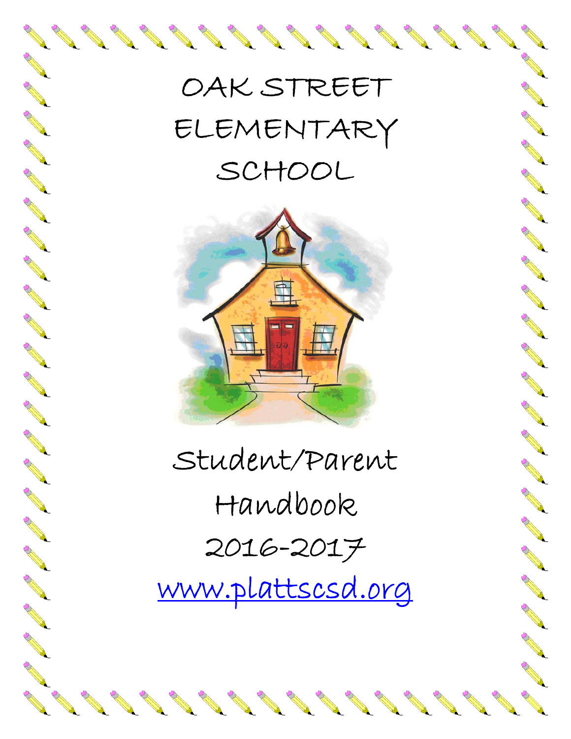# OAK STREET ELEMENTARY SCHOOL

## Student/Parent Handbook

## 2016-2017

www.plattscsd.org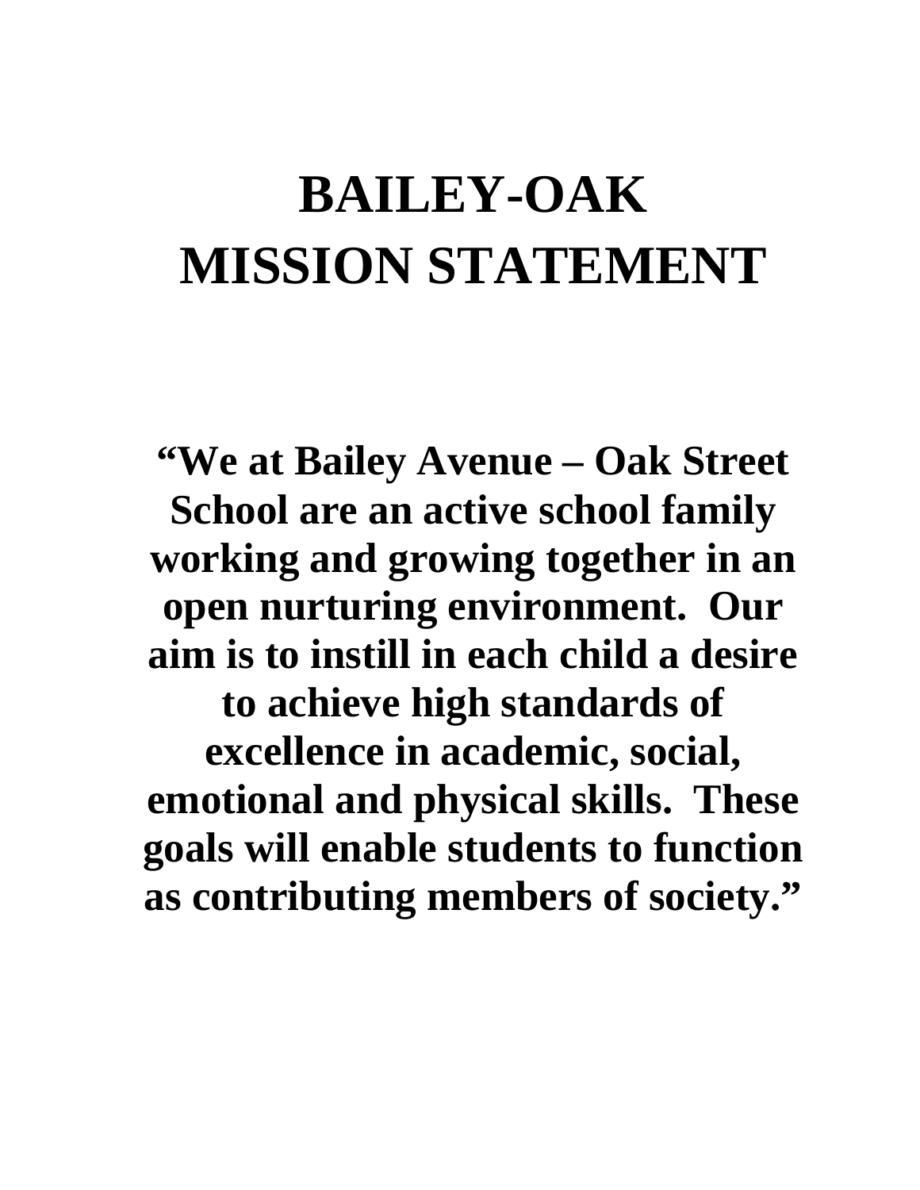# BAILEY-OAK MISSION STATEMENT

**"We at Bailey Avenue – Oak Street School are an active school family working and growing together in an open nurturing environment. Our aim is to instill in each child a desire to achieve high standards of excellence in academic, social, emotional and physical skills. These goals will enable students to function as contributing members of society."**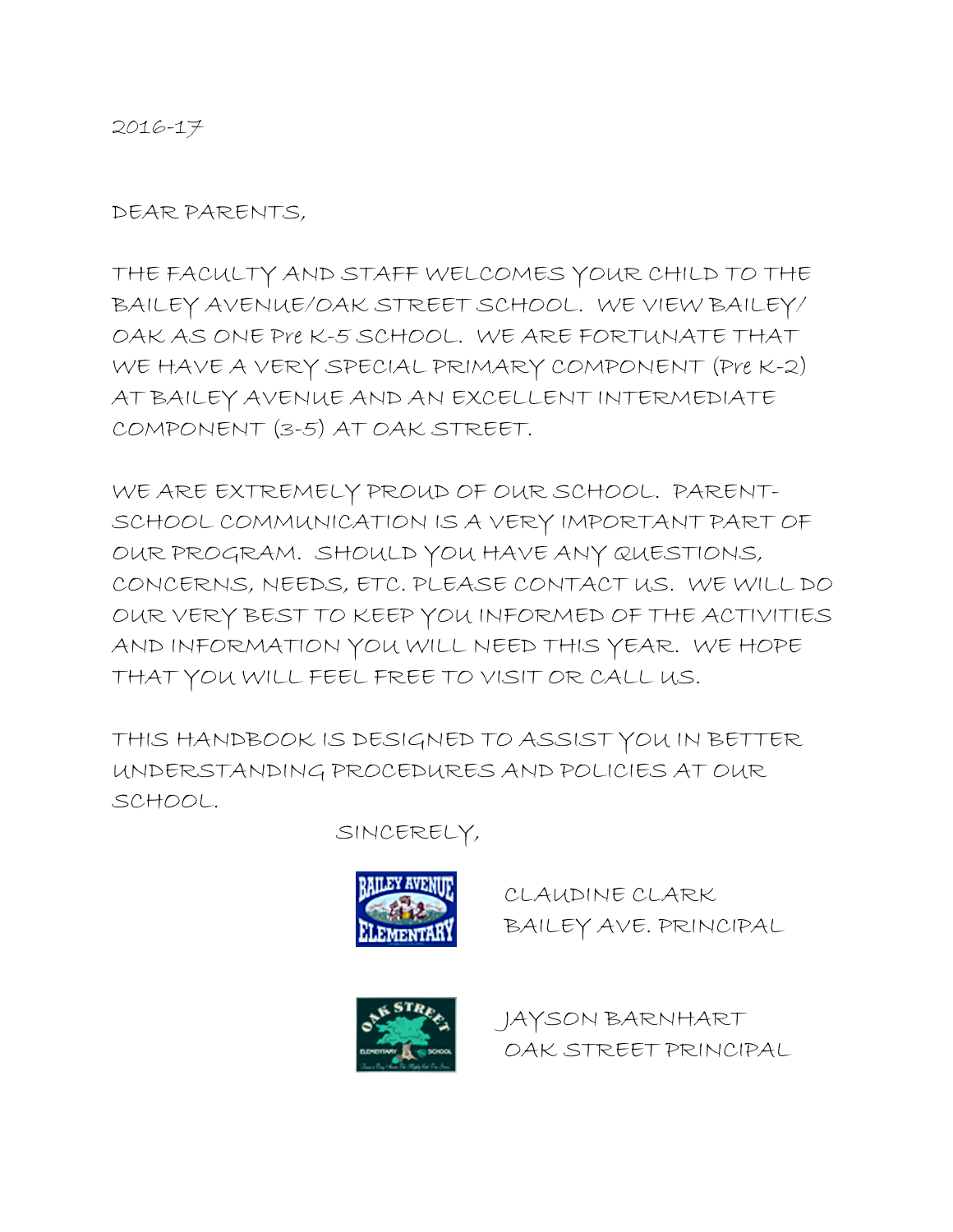2016-17

DEAR PARENTS,

THE FACULTY AND STAFF WELCOMES YOUR CHILD TO THE BAILEY AVENUE/OAK STREET SCHOOL. WE VIEW BAILEY/ OAK AS ONE Pre K-5 SCHOOL. WE ARE FORTUNATE THAT WE HAVE A VERY SPECIAL PRIMARY COMPONENT (Pre K-2) AT BAILEY AVENUE AND AN EXCELLENT INTERMEDIATE COMPONENT (3-5) AT OAK STREET.

WE ARE EXTREMELY PROUD OF OUR SCHOOL. PARENT-SCHOOL COMMUNICATION IS A VERY IMPORTANT PART OF OUR PROGRAM. SHOULD YOU HAVE ANY QUESTIONS, CONCERNS, NEEDS, ETC. PLEASE CONTACT US. WE WILL DO OUR VERY BEST TO KEEP YOU INFORMED OF THE ACTIVITIES AND INFORMATION YOU WILL NEED THIS YEAR. WE HOPE THAT YOU WILL FEEL FREE TO VISIT OR CALL US.

THIS HANDBOOK IS DESIGNED TO ASSIST YOU IN BETTER UNDERSTANDING PROCEDURES AND POLICIES AT OUR SCHOOL.

SINCERELY,

CLAUDINE CLARK
BAILEY AVE. PRINCIPAL

JAYSON BARNHART
OAK STREET PRINCIPAL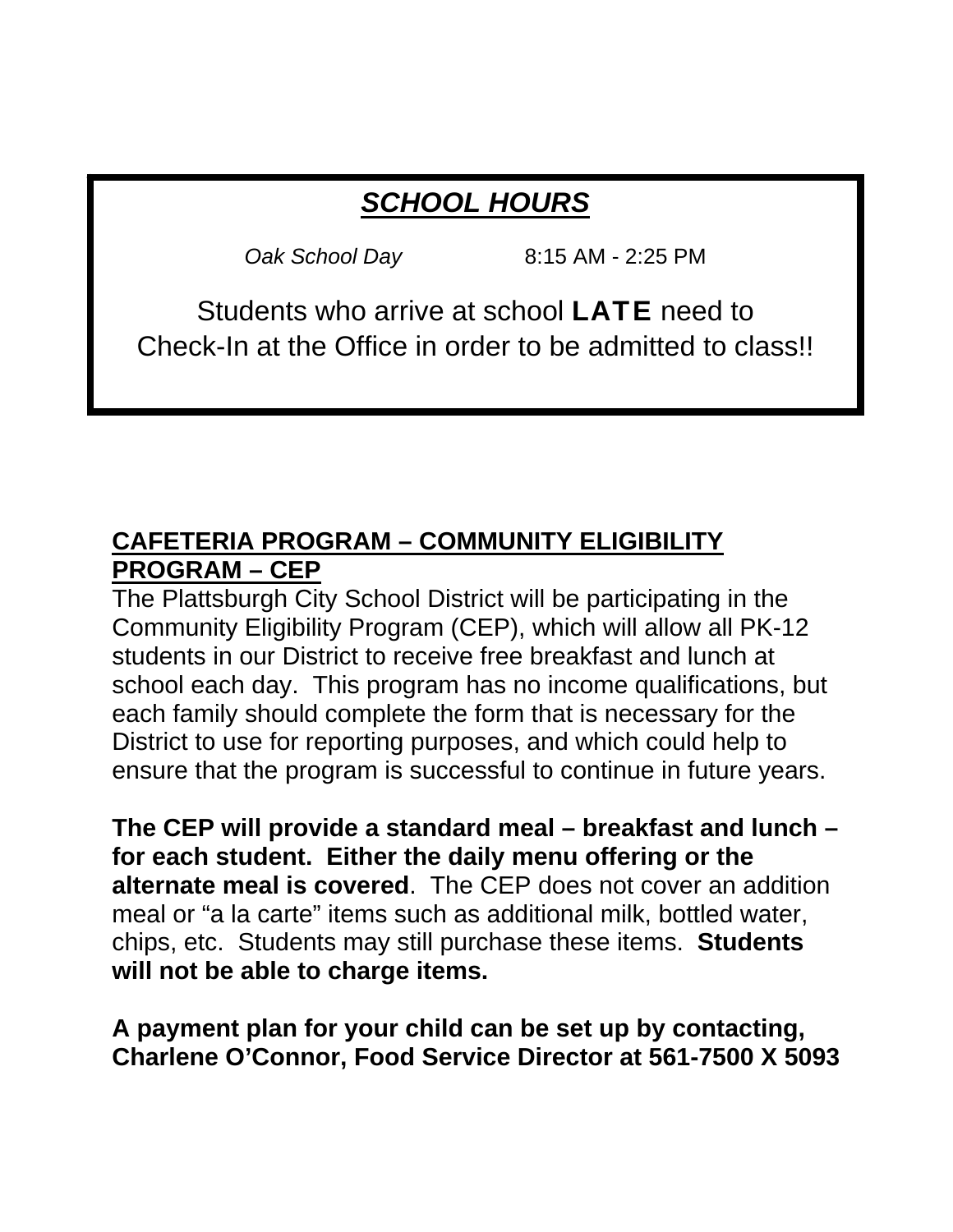## ***SCHOOL HOURS***

*Oak School Day* 8:15 AM - 2:25 PM

Students who arrive at school **LATE** need to Check-In at the Office in order to be admitted to class!!

## CAFETERIA PROGRAM – COMMUNITY ELIGIBILITY PROGRAM – CEP

The Plattsburgh City School District will be participating in the Community Eligibility Program (CEP), which will allow all PK-12 students in our District to receive free breakfast and lunch at school each day. This program has no income qualifications, but each family should complete the form that is necessary for the District to use for reporting purposes, and which could help to ensure that the program is successful to continue in future years.

**The CEP will provide a standard meal – breakfast and lunch – for each student. Either the daily menu offering or the alternate meal is covered**. The CEP does not cover an addition meal or "a la carte" items such as additional milk, bottled water, chips, etc. Students may still purchase these items. **Students will not be able to charge items.**

**A payment plan for your child can be set up by contacting, Charlene O'Connor, Food Service Director at 561-7500 X 5093**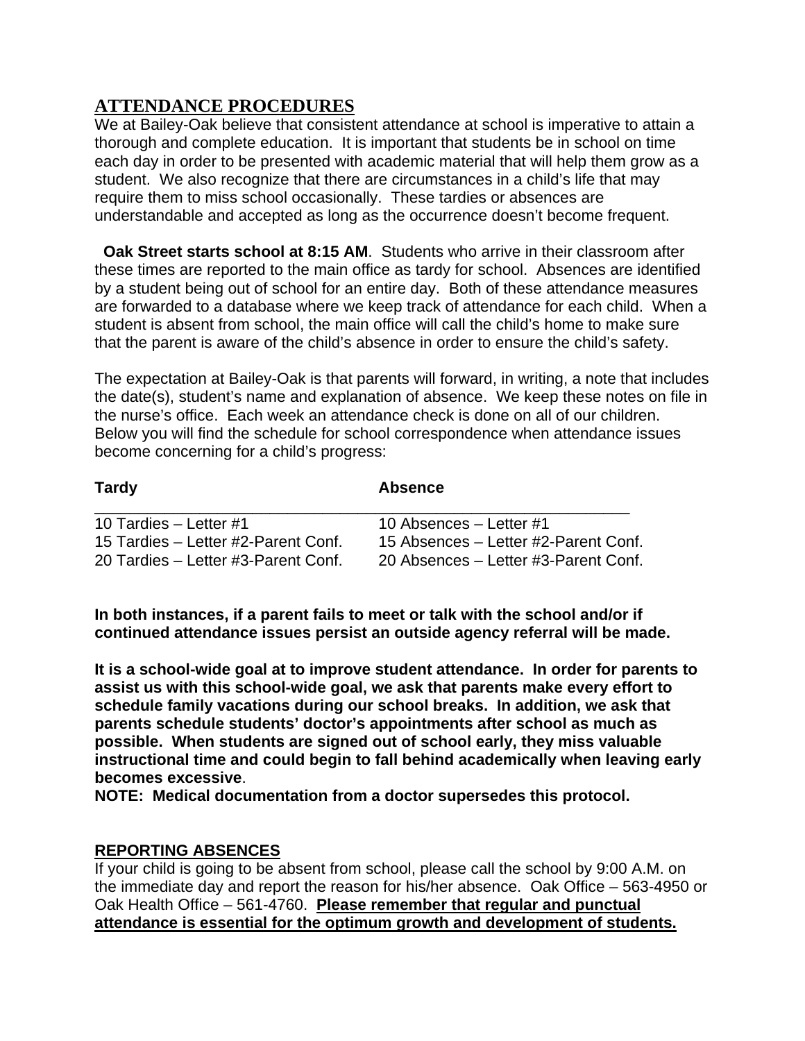## ATTENDANCE PROCEDURES

We at Bailey-Oak believe that consistent attendance at school is imperative to attain a thorough and complete education. It is important that students be in school on time each day in order to be presented with academic material that will help them grow as a student. We also recognize that there are circumstances in a child's life that may require them to miss school occasionally. These tardies or absences are understandable and accepted as long as the occurrence doesn't become frequent.

**Oak Street starts school at 8:15 AM**. Students who arrive in their classroom after these times are reported to the main office as tardy for school. Absences are identified by a student being out of school for an entire day. Both of these attendance measures are forwarded to a database where we keep track of attendance for each child. When a student is absent from school, the main office will call the child's home to make sure that the parent is aware of the child's absence in order to ensure the child's safety.

The expectation at Bailey-Oak is that parents will forward, in writing, a note that includes the date(s), student's name and explanation of absence. We keep these notes on file in the nurse's office. Each week an attendance check is done on all of our children. Below you will find the schedule for school correspondence when attendance issues become concerning for a child's progress:

| Tardy | Absence |
|---|---|
| 10 Tardies – Letter #1 | 10 Absences – Letter #1 |
| 15 Tardies – Letter #2-Parent Conf. | 15 Absences – Letter #2-Parent Conf. |
| 20 Tardies – Letter #3-Parent Conf. | 20 Absences – Letter #3-Parent Conf. |

**In both instances, if a parent fails to meet or talk with the school and/or if continued attendance issues persist an outside agency referral will be made.**

**It is a school-wide goal at to improve student attendance. In order for parents to assist us with this school-wide goal, we ask that parents make every effort to schedule family vacations during our school breaks. In addition, we ask that parents schedule students' doctor's appointments after school as much as possible. When students are signed out of school early, they miss valuable instructional time and could begin to fall behind academically when leaving early becomes excessive**.

**NOTE: Medical documentation from a doctor supersedes this protocol.**

## REPORTING ABSENCES

If your child is going to be absent from school, please call the school by 9:00 A.M. on the immediate day and report the reason for his/her absence. Oak Office – 563-4950 or Oak Health Office – 561-4760. **Please remember that regular and punctual attendance is essential for the optimum growth and development of students.**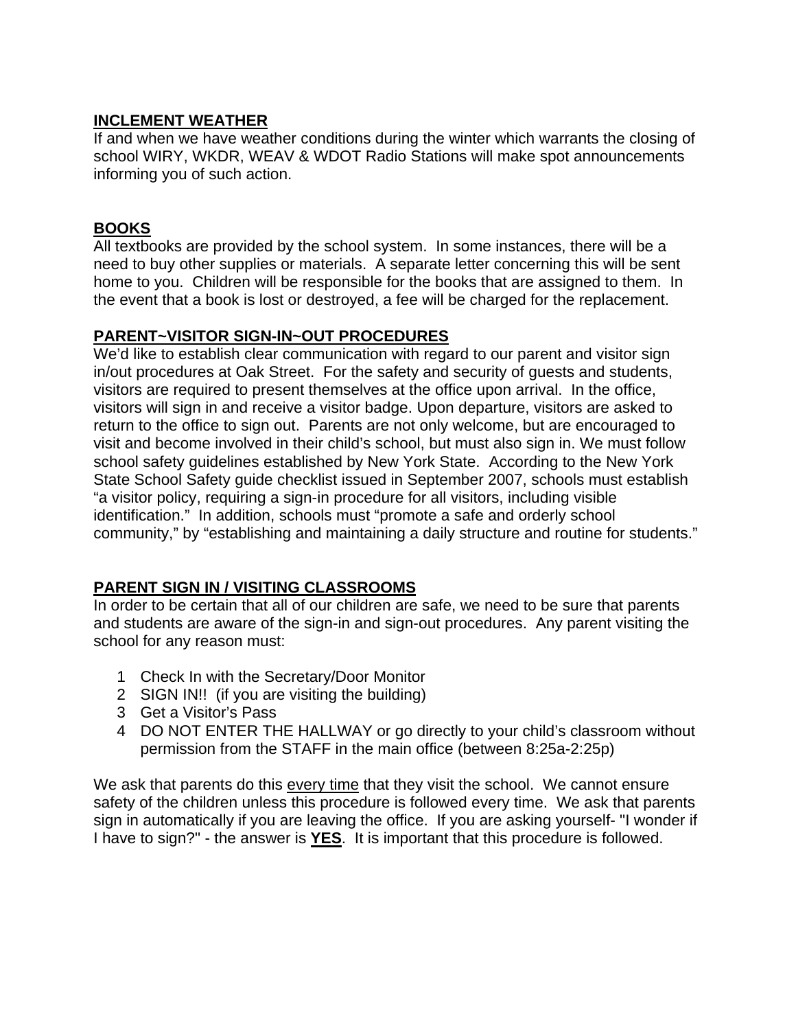## INCLEMENT WEATHER

If and when we have weather conditions during the winter which warrants the closing of school WIRY, WKDR, WEAV & WDOT Radio Stations will make spot announcements informing you of such action.

## BOOKS

All textbooks are provided by the school system. In some instances, there will be a need to buy other supplies or materials. A separate letter concerning this will be sent home to you. Children will be responsible for the books that are assigned to them. In the event that a book is lost or destroyed, a fee will be charged for the replacement.

## PARENT~VISITOR SIGN-IN~OUT PROCEDURES

We'd like to establish clear communication with regard to our parent and visitor sign in/out procedures at Oak Street. For the safety and security of guests and students, visitors are required to present themselves at the office upon arrival. In the office, visitors will sign in and receive a visitor badge. Upon departure, visitors are asked to return to the office to sign out. Parents are not only welcome, but are encouraged to visit and become involved in their child's school, but must also sign in. We must follow school safety guidelines established by New York State. According to the New York State School Safety guide checklist issued in September 2007, schools must establish "a visitor policy, requiring a sign-in procedure for all visitors, including visible identification." In addition, schools must "promote a safe and orderly school community," by "establishing and maintaining a daily structure and routine for students."

## PARENT SIGN IN / VISITING CLASSROOMS

In order to be certain that all of our children are safe, we need to be sure that parents and students are aware of the sign-in and sign-out procedures. Any parent visiting the school for any reason must:

1. Check In with the Secretary/Door Monitor
2. SIGN IN!! (if you are visiting the building)
3. Get a Visitor's Pass
4. DO NOT ENTER THE HALLWAY or go directly to your child's classroom without permission from the STAFF in the main office (between 8:25a-2:25p)

We ask that parents do this every time that they visit the school. We cannot ensure safety of the children unless this procedure is followed every time. We ask that parents sign in automatically if you are leaving the office. If you are asking yourself- "I wonder if I have to sign?" - the answer is **YES**. It is important that this procedure is followed.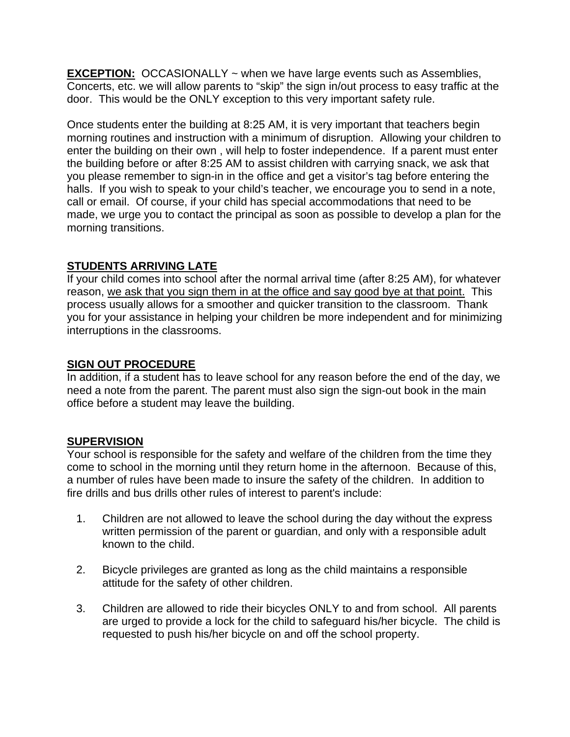**EXCEPTION:** OCCASIONALLY ~ when we have large events such as Assemblies, Concerts, etc. we will allow parents to "skip" the sign in/out process to easy traffic at the door. This would be the ONLY exception to this very important safety rule.

Once students enter the building at 8:25 AM, it is very important that teachers begin morning routines and instruction with a minimum of disruption. Allowing your children to enter the building on their own , will help to foster independence. If a parent must enter the building before or after 8:25 AM to assist children with carrying snack, we ask that you please remember to sign-in in the office and get a visitor's tag before entering the halls. If you wish to speak to your child's teacher, we encourage you to send in a note, call or email. Of course, if your child has special accommodations that need to be made, we urge you to contact the principal as soon as possible to develop a plan for the morning transitions.

## STUDENTS ARRIVING LATE

If your child comes into school after the normal arrival time (after 8:25 AM), for whatever reason, <u>we ask that you sign them in at the office and say good bye at that point.</u> This process usually allows for a smoother and quicker transition to the classroom. Thank you for your assistance in helping your children be more independent and for minimizing interruptions in the classrooms.

## SIGN OUT PROCEDURE

In addition, if a student has to leave school for any reason before the end of the day, we need a note from the parent. The parent must also sign the sign-out book in the main office before a student may leave the building.

## SUPERVISION

Your school is responsible for the safety and welfare of the children from the time they come to school in the morning until they return home in the afternoon. Because of this, a number of rules have been made to insure the safety of the children. In addition to fire drills and bus drills other rules of interest to parent's include:

1. Children are not allowed to leave the school during the day without the express written permission of the parent or guardian, and only with a responsible adult known to the child.

2. Bicycle privileges are granted as long as the child maintains a responsible attitude for the safety of other children.

3. Children are allowed to ride their bicycles ONLY to and from school. All parents are urged to provide a lock for the child to safeguard his/her bicycle. The child is requested to push his/her bicycle on and off the school property.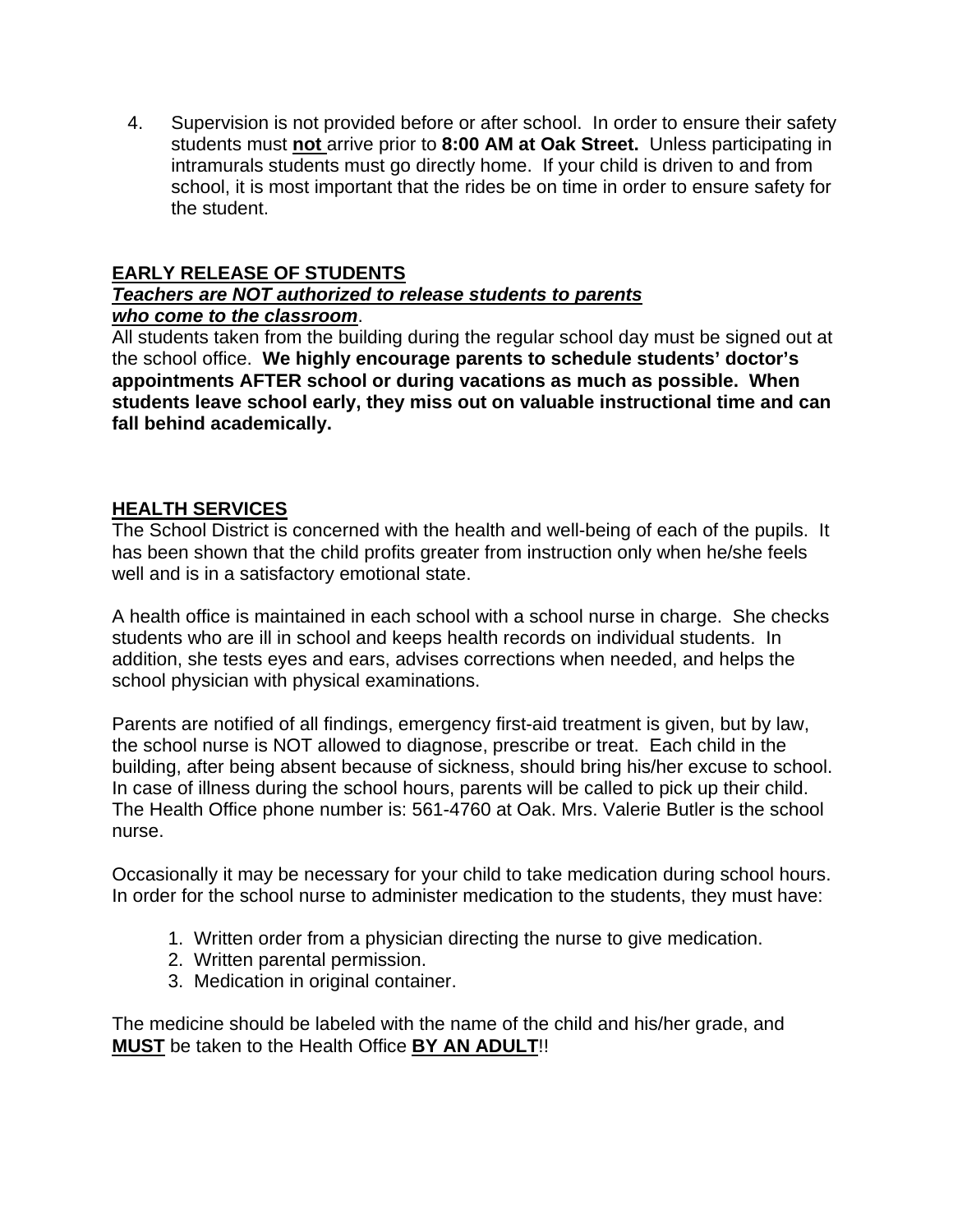4. Supervision is not provided before or after school. In order to ensure their safety students must <u>**not**</u> arrive prior to **8:00 AM at Oak Street.** Unless participating in intramurals students must go directly home. If your child is driven to and from school, it is most important that the rides be on time in order to ensure safety for the student.

## <u>EARLY RELEASE OF STUDENTS</u>

***<u>Teachers are NOT authorized to release students to parents who come to the classroom</u>***.

All students taken from the building during the regular school day must be signed out at the school office. **We highly encourage parents to schedule students' doctor's appointments AFTER school or during vacations as much as possible. When students leave school early, they miss out on valuable instructional time and can fall behind academically.**

## <u>HEALTH SERVICES</u>

The School District is concerned with the health and well-being of each of the pupils. It has been shown that the child profits greater from instruction only when he/she feels well and is in a satisfactory emotional state.

A health office is maintained in each school with a school nurse in charge. She checks students who are ill in school and keeps health records on individual students. In addition, she tests eyes and ears, advises corrections when needed, and helps the school physician with physical examinations.

Parents are notified of all findings, emergency first-aid treatment is given, but by law, the school nurse is NOT allowed to diagnose, prescribe or treat. Each child in the building, after being absent because of sickness, should bring his/her excuse to school. In case of illness during the school hours, parents will be called to pick up their child. The Health Office phone number is: 561-4760 at Oak. Mrs. Valerie Butler is the school nurse.

Occasionally it may be necessary for your child to take medication during school hours. In order for the school nurse to administer medication to the students, they must have:

1. Written order from a physician directing the nurse to give medication.
2. Written parental permission.
3. Medication in original container.

The medicine should be labeled with the name of the child and his/her grade, and <u>**MUST**</u> be taken to the Health Office <u>**BY AN ADULT**</u>!!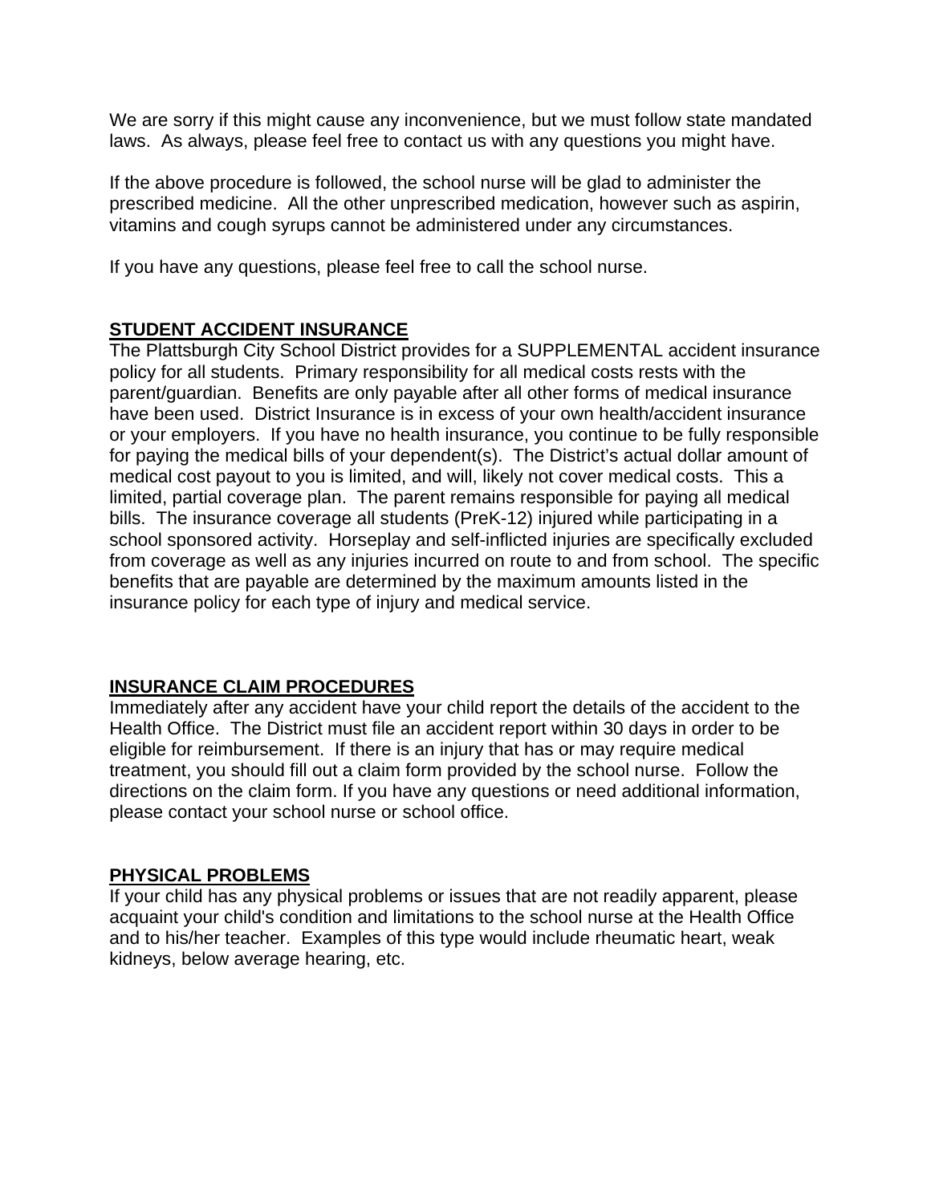We are sorry if this might cause any inconvenience, but we must follow state mandated laws. As always, please feel free to contact us with any questions you might have.

If the above procedure is followed, the school nurse will be glad to administer the prescribed medicine. All the other unprescribed medication, however such as aspirin, vitamins and cough syrups cannot be administered under any circumstances.

If you have any questions, please feel free to call the school nurse.

## STUDENT ACCIDENT INSURANCE

The Plattsburgh City School District provides for a SUPPLEMENTAL accident insurance policy for all students. Primary responsibility for all medical costs rests with the parent/guardian. Benefits are only payable after all other forms of medical insurance have been used. District Insurance is in excess of your own health/accident insurance or your employers. If you have no health insurance, you continue to be fully responsible for paying the medical bills of your dependent(s). The District's actual dollar amount of medical cost payout to you is limited, and will, likely not cover medical costs. This a limited, partial coverage plan. The parent remains responsible for paying all medical bills. The insurance coverage all students (PreK-12) injured while participating in a school sponsored activity. Horseplay and self-inflicted injuries are specifically excluded from coverage as well as any injuries incurred on route to and from school. The specific benefits that are payable are determined by the maximum amounts listed in the insurance policy for each type of injury and medical service.

## INSURANCE CLAIM PROCEDURES

Immediately after any accident have your child report the details of the accident to the Health Office. The District must file an accident report within 30 days in order to be eligible for reimbursement. If there is an injury that has or may require medical treatment, you should fill out a claim form provided by the school nurse. Follow the directions on the claim form. If you have any questions or need additional information, please contact your school nurse or school office.

## PHYSICAL PROBLEMS

If your child has any physical problems or issues that are not readily apparent, please acquaint your child's condition and limitations to the school nurse at the Health Office and to his/her teacher. Examples of this type would include rheumatic heart, weak kidneys, below average hearing, etc.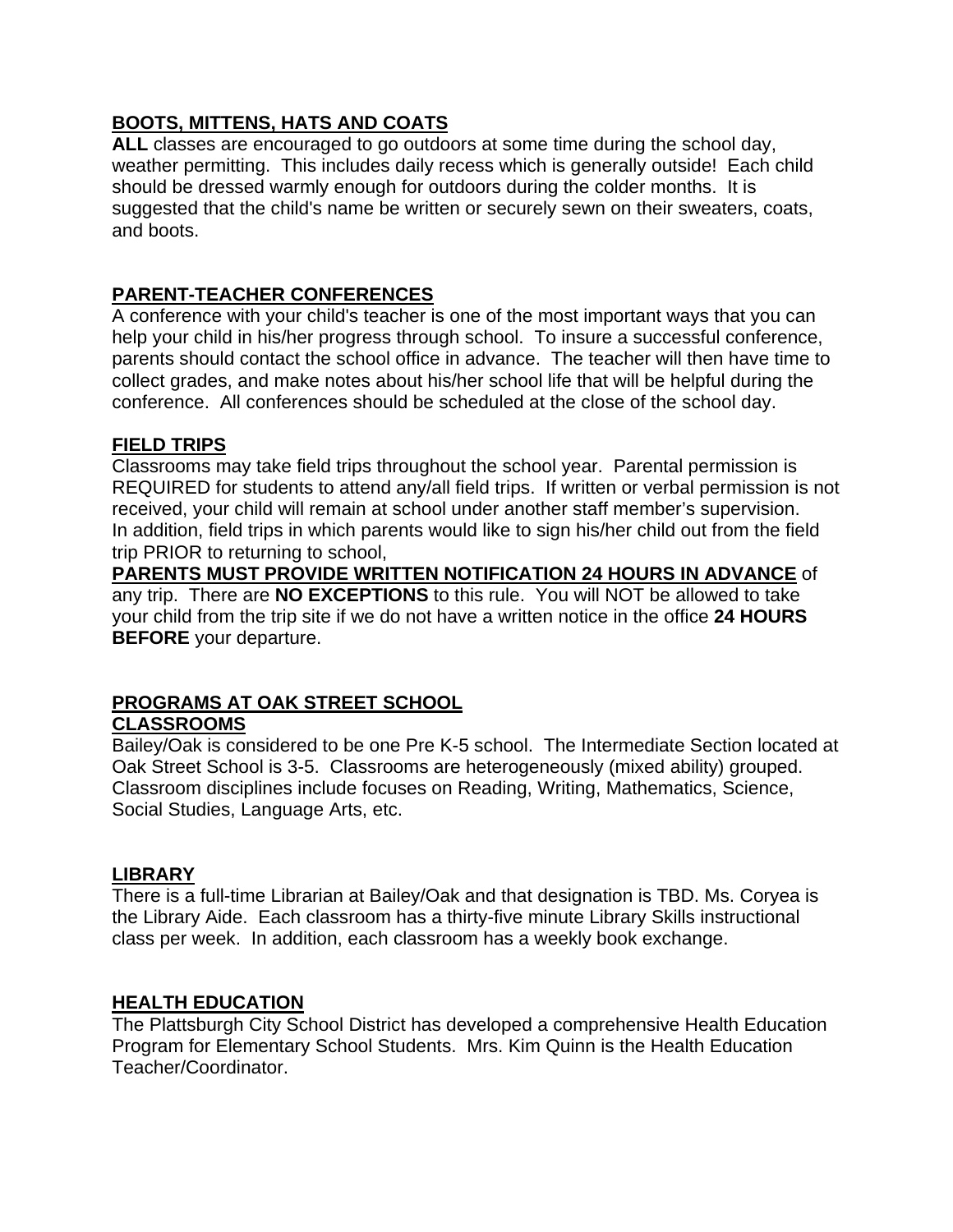## BOOTS, MITTENS, HATS AND COATS

**ALL** classes are encouraged to go outdoors at some time during the school day, weather permitting. This includes daily recess which is generally outside! Each child should be dressed warmly enough for outdoors during the colder months. It is suggested that the child's name be written or securely sewn on their sweaters, coats, and boots.

## PARENT-TEACHER CONFERENCES

A conference with your child's teacher is one of the most important ways that you can help your child in his/her progress through school. To insure a successful conference, parents should contact the school office in advance. The teacher will then have time to collect grades, and make notes about his/her school life that will be helpful during the conference. All conferences should be scheduled at the close of the school day.

## FIELD TRIPS

Classrooms may take field trips throughout the school year. Parental permission is REQUIRED for students to attend any/all field trips. If written or verbal permission is not received, your child will remain at school under another staff member's supervision.
In addition, field trips in which parents would like to sign his/her child out from the field trip PRIOR to returning to school,
**PARENTS MUST PROVIDE WRITTEN NOTIFICATION 24 HOURS IN ADVANCE** of any trip. There are **NO EXCEPTIONS** to this rule. You will NOT be allowed to take your child from the trip site if we do not have a written notice in the office **24 HOURS BEFORE** your departure.

## PROGRAMS AT OAK STREET SCHOOL

### CLASSROOMS

Bailey/Oak is considered to be one Pre K-5 school. The Intermediate Section located at Oak Street School is 3-5. Classrooms are heterogeneously (mixed ability) grouped. Classroom disciplines include focuses on Reading, Writing, Mathematics, Science, Social Studies, Language Arts, etc.

## LIBRARY

There is a full-time Librarian at Bailey/Oak and that designation is TBD. Ms. Coryea is the Library Aide. Each classroom has a thirty-five minute Library Skills instructional class per week. In addition, each classroom has a weekly book exchange.

## HEALTH EDUCATION

The Plattsburgh City School District has developed a comprehensive Health Education Program for Elementary School Students. Mrs. Kim Quinn is the Health Education Teacher/Coordinator.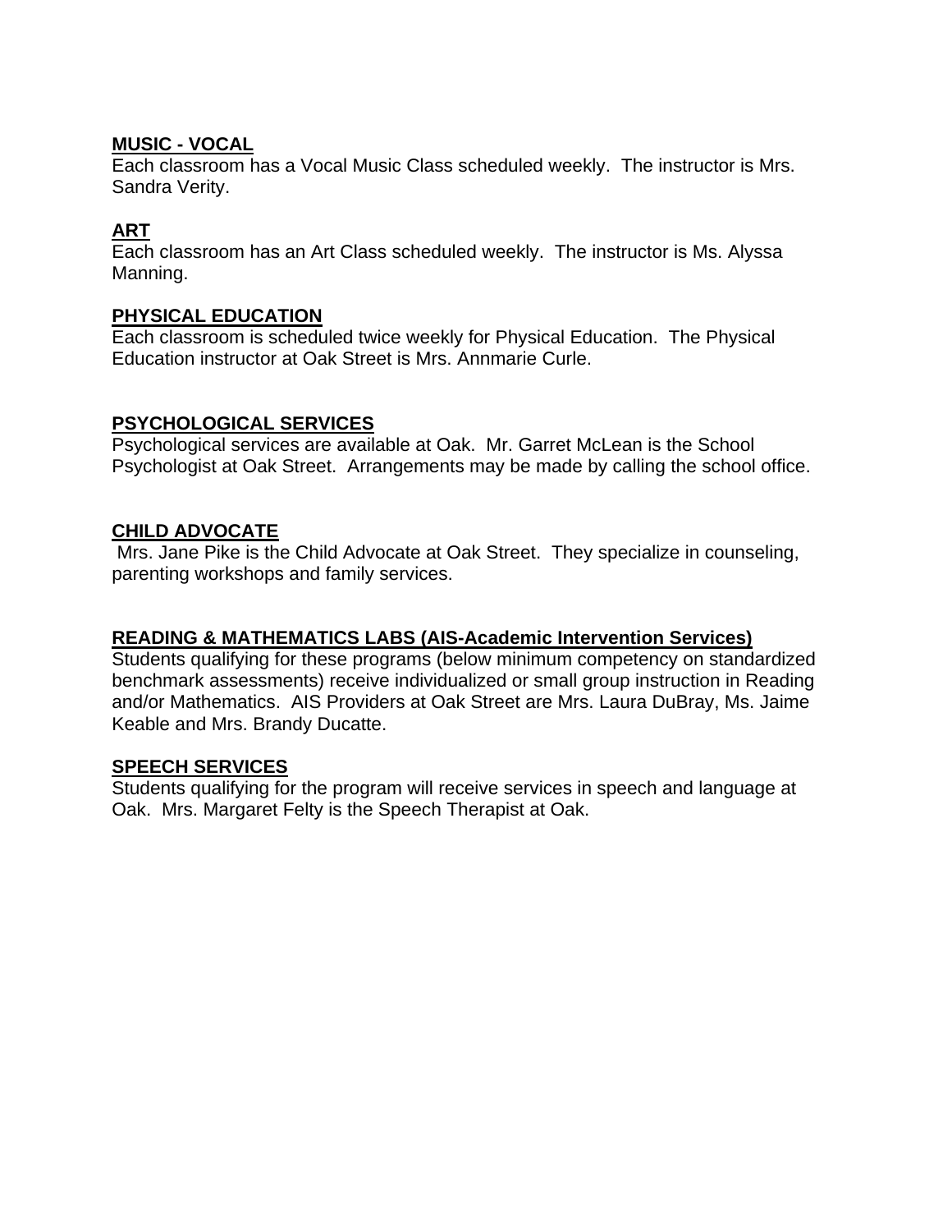**MUSIC - VOCAL**

Each classroom has a Vocal Music Class scheduled weekly. The instructor is Mrs. Sandra Verity.

**ART**

Each classroom has an Art Class scheduled weekly. The instructor is Ms. Alyssa Manning.

**PHYSICAL EDUCATION**

Each classroom is scheduled twice weekly for Physical Education. The Physical Education instructor at Oak Street is Mrs. Annmarie Curle.

**PSYCHOLOGICAL SERVICES**

Psychological services are available at Oak. Mr. Garret McLean is the School Psychologist at Oak Street. Arrangements may be made by calling the school office.

**CHILD ADVOCATE**

Mrs. Jane Pike is the Child Advocate at Oak Street. They specialize in counseling, parenting workshops and family services.

**READING & MATHEMATICS LABS (AIS-Academic Intervention Services)**

Students qualifying for these programs (below minimum competency on standardized benchmark assessments) receive individualized or small group instruction in Reading and/or Mathematics. AIS Providers at Oak Street are Mrs. Laura DuBray, Ms. Jaime Keable and Mrs. Brandy Ducatte.

**SPEECH SERVICES**

Students qualifying for the program will receive services in speech and language at Oak. Mrs. Margaret Felty is the Speech Therapist at Oak.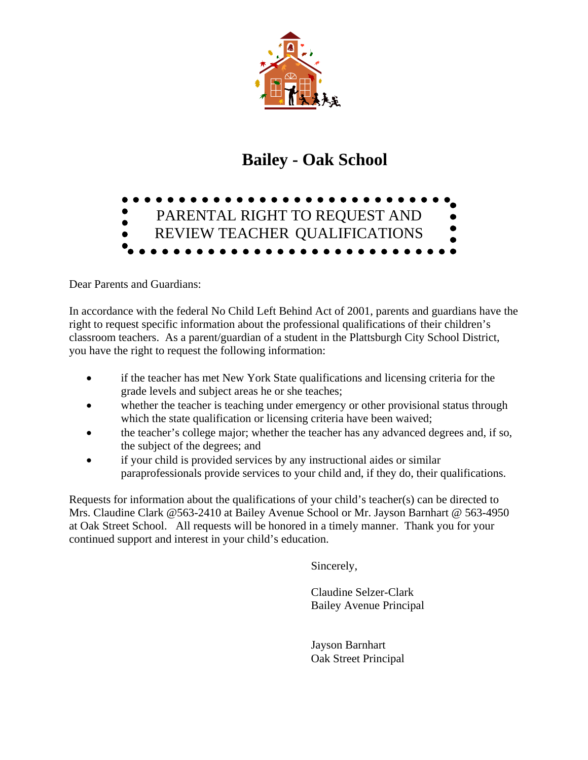# Bailey - Oak School

## PARENTAL RIGHT TO REQUEST AND REVIEW TEACHER QUALIFICATIONS

Dear Parents and Guardians:

In accordance with the federal No Child Left Behind Act of 2001, parents and guardians have the right to request specific information about the professional qualifications of their children's classroom teachers. As a parent/guardian of a student in the Plattsburgh City School District, you have the right to request the following information:

- if the teacher has met New York State qualifications and licensing criteria for the grade levels and subject areas he or she teaches;
- whether the teacher is teaching under emergency or other provisional status through which the state qualification or licensing criteria have been waived;
- the teacher's college major; whether the teacher has any advanced degrees and, if so, the subject of the degrees; and
- if your child is provided services by any instructional aides or similar paraprofessionals provide services to your child and, if they do, their qualifications.

Requests for information about the qualifications of your child's teacher(s) can be directed to Mrs. Claudine Clark @563-2410 at Bailey Avenue School or Mr. Jayson Barnhart @ 563-4950 at Oak Street School. All requests will be honored in a timely manner. Thank you for your continued support and interest in your child's education.

Sincerely,

Claudine Selzer-Clark
Bailey Avenue Principal

Jayson Barnhart
Oak Street Principal